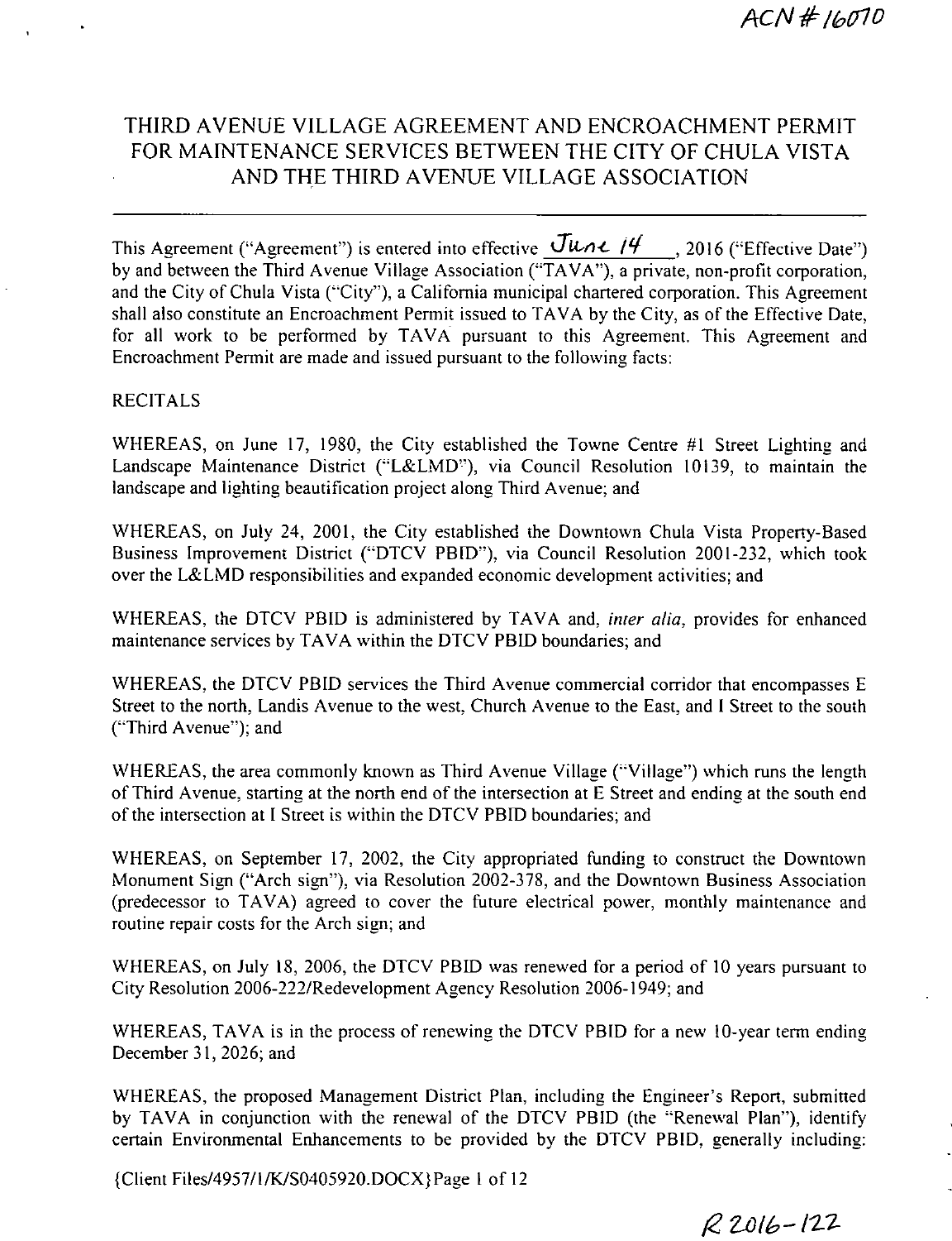ACN # 16070

# THIRD AVENUE VILLAGE AGREEMENT AND ENCROACHMENT PERMIT FOR MAINTENANCE SERVICES BETWEEN THE CITY OF CHULA VISTA AND THE THIRD AVENUE VILLAGE ASSOCIATION

---

This Agreement ("Agreement") is entered into effective June 14, 2016 ("Effective Date") by and between the Third Avenue Village Association ("TAVA"), a private, non-profit corporation, and the City of Chula Vista ("City"), a California municipal chartered corporation. This Agreement shall also constitute an Encroachment Permit issued to TAVA by the City, as of the Effective Date, for all work to be performed by TAVA pursuant to this Agreement. This Agreement and Encroachment Permit are made and issued pursuant to the following facts:

RECITALS

WHEREAS, on June 17, 1980, the City established the Towne Centre #1 Street Lighting and Landscape Maintenance District ("L&LMD"), via Council Resolution 10139, to maintain the landscape and lighting beautification project along Third Avenue; and

WHEREAS, on July 24, 2001, the City established the Downtown Chula Vista Property-Based Business Improvement District ("DTCV PBID"), via Council Resolution 2001-232, which took over the L&LMD responsibilities and expanded economic development activities; and

WHEREAS, the DTCV PBID is administered by TAVA and, *inter alia*, provides for enhanced maintenance services by TAVA within the DTCV PBID boundaries; and

WHEREAS, the DTCV PBID services the Third Avenue commercial corridor that encompasses E Street to the north, Landis Avenue to the west, Church Avenue to the East, and I Street to the south ("Third Avenue"); and

WHEREAS, the area commonly known as Third Avenue Village ("Village") which runs the length of Third Avenue, starting at the north end of the intersection at E Street and ending at the south end of the intersection at I Street is within the DTCV PBID boundaries; and

WHEREAS, on September 17, 2002, the City appropriated funding to construct the Downtown Monument Sign ("Arch sign"), via Resolution 2002-378, and the Downtown Business Association (predecessor to TAVA) agreed to cover the future electrical power, monthly maintenance and routine repair costs for the Arch sign; and

WHEREAS, on July 18, 2006, the DTCV PBID was renewed for a period of 10 years pursuant to City Resolution 2006-222/Redevelopment Agency Resolution 2006-1949; and

WHEREAS, TAVA is in the process of renewing the DTCV PBID for a new 10-year term ending December 31, 2026; and

WHEREAS, the proposed Management District Plan, including the Engineer's Report, submitted by TAVA in conjunction with the renewal of the DTCV PBID (the "Renewal Plan"), identify certain Environmental Enhancements to be provided by the DTCV PBID, generally including:

{Client Files/4957/1/K/S0405920.DOCX}

R 2016-122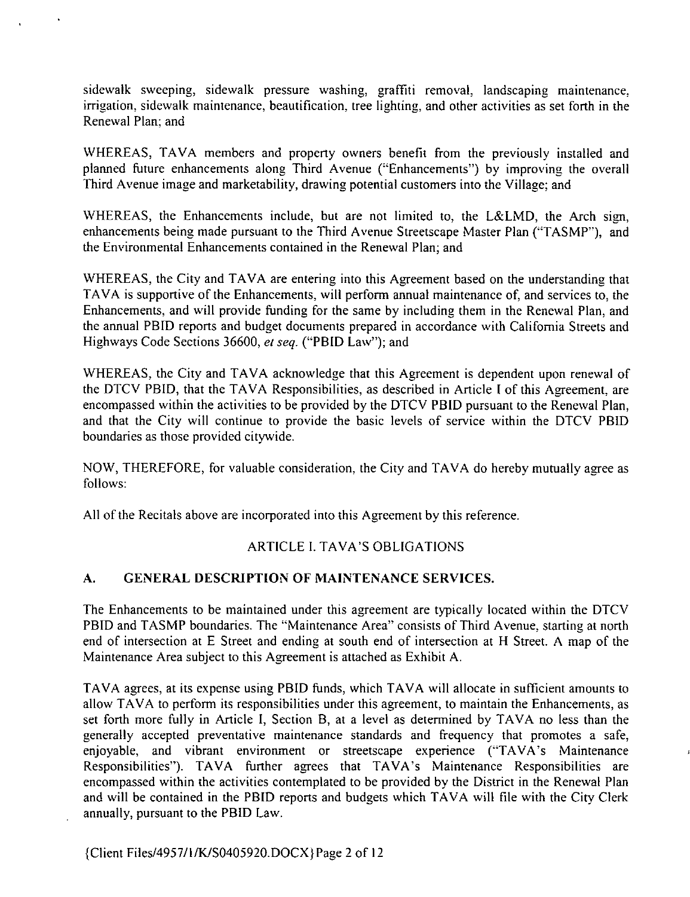sidewalk sweeping, sidewalk pressure washing, graffiti removal, landscaping maintenance, irrigation, sidewalk maintenance, beautification, tree lighting, and other activities as set forth in the Renewal Plan; and

WHEREAS, TAVA members and property owners benefit from the previously installed and planned future enhancements along Third Avenue ("Enhancements") by improving the overall Third Avenue image and marketability, drawing potential customers into the Village; and

WHEREAS, the Enhancements include, but are not limited to, the L&LMD, the Arch sign, enhancements being made pursuant to the Third Avenue Streetscape Master Plan ("TASMP"), and the Environmental Enhancements contained in the Renewal Plan; and

WHEREAS, the City and TAVA are entering into this Agreement based on the understanding that TAVA is supportive of the Enhancements, will perform annual maintenance of, and services to, the Enhancements, and will provide funding for the same by including them in the Renewal Plan, and the annual PBID reports and budget documents prepared in accordance with California Streets and Highways Code Sections 36600, *et seq.* ("PBID Law"); and

WHEREAS, the City and TAVA acknowledge that this Agreement is dependent upon renewal of the DTCV PBID, that the TAVA Responsibilities, as described in Article I of this Agreement, are encompassed within the activities to be provided by the DTCV PBID pursuant to the Renewal Plan, and that the City will continue to provide the basic levels of service within the DTCV PBID boundaries as those provided citywide.

NOW, THEREFORE, for valuable consideration, the City and TAVA do hereby mutually agree as follows:

All of the Recitals above are incorporated into this Agreement by this reference.

## ARTICLE I. TAVA'S OBLIGATIONS

### A. GENERAL DESCRIPTION OF MAINTENANCE SERVICES.

The Enhancements to be maintained under this agreement are typically located within the DTCV PBID and TASMP boundaries. The "Maintenance Area" consists of Third Avenue, starting at north end of intersection at E Street and ending at south end of intersection at H Street. A map of the Maintenance Area subject to this Agreement is attached as Exhibit A.

TAVA agrees, at its expense using PBID funds, which TAVA will allocate in sufficient amounts to allow TAVA to perform its responsibilities under this agreement, to maintain the Enhancements, as set forth more fully in Article I, Section B, at a level as determined by TAVA no less than the generally accepted preventative maintenance standards and frequency that promotes a safe, enjoyable, and vibrant environment or streetscape experience ("TAVA's Maintenance Responsibilities"). TAVA further agrees that TAVA's Maintenance Responsibilities are encompassed within the activities contemplated to be provided by the District in the Renewal Plan and will be contained in the PBID reports and budgets which TAVA will file with the City Clerk annually, pursuant to the PBID Law.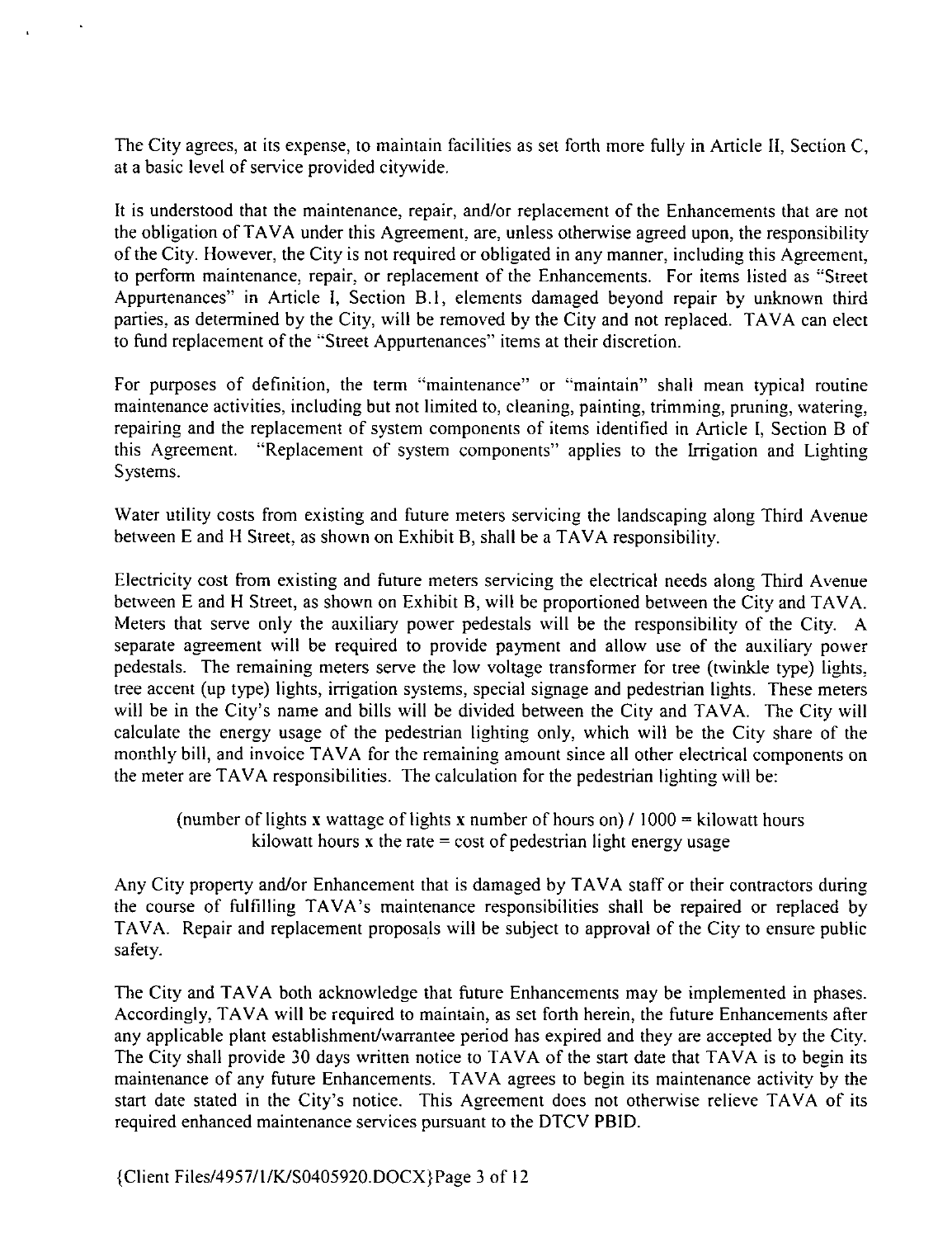The City agrees, at its expense, to maintain facilities as set forth more fully in Article II, Section C, at a basic level of service provided citywide.

It is understood that the maintenance, repair, and/or replacement of the Enhancements that are not the obligation of TAVA under this Agreement, are, unless otherwise agreed upon, the responsibility of the City. However, the City is not required or obligated in any manner, including this Agreement, to perform maintenance, repair, or replacement of the Enhancements. For items listed as "Street Appurtenances" in Article I, Section B.1, elements damaged beyond repair by unknown third parties, as determined by the City, will be removed by the City and not replaced. TAVA can elect to fund replacement of the "Street Appurtenances" items at their discretion.

For purposes of definition, the term "maintenance" or "maintain" shall mean typical routine maintenance activities, including but not limited to, cleaning, painting, trimming, pruning, watering, repairing and the replacement of system components of items identified in Article I, Section B of this Agreement. "Replacement of system components" applies to the Irrigation and Lighting Systems.

Water utility costs from existing and future meters servicing the landscaping along Third Avenue between E and H Street, as shown on Exhibit B, shall be a TAVA responsibility.

Electricity cost from existing and future meters servicing the electrical needs along Third Avenue between E and H Street, as shown on Exhibit B, will be proportioned between the City and TAVA. Meters that serve only the auxiliary power pedestals will be the responsibility of the City. A separate agreement will be required to provide payment and allow use of the auxiliary power pedestals. The remaining meters serve the low voltage transformer for tree (twinkle type) lights, tree accent (up type) lights, irrigation systems, special signage and pedestrian lights. These meters will be in the City's name and bills will be divided between the City and TAVA. The City will calculate the energy usage of the pedestrian lighting only, which will be the City share of the monthly bill, and invoice TAVA for the remaining amount since all other electrical components on the meter are TAVA responsibilities. The calculation for the pedestrian lighting will be:

$$\text{(number of lights} \times \text{wattage of lights} \times \text{number of hours on)} / 1000 = \text{kilowatt hours}$$
$$\text{kilowatt hours} \times \text{the rate} = \text{cost of pedestrian light energy usage}$$

Any City property and/or Enhancement that is damaged by TAVA staff or their contractors during the course of fulfilling TAVA's maintenance responsibilities shall be repaired or replaced by TAVA. Repair and replacement proposals will be subject to approval of the City to ensure public safety.

The City and TAVA both acknowledge that future Enhancements may be implemented in phases. Accordingly, TAVA will be required to maintain, as set forth herein, the future Enhancements after any applicable plant establishment/warrantee period has expired and they are accepted by the City. The City shall provide 30 days written notice to TAVA of the start date that TAVA is to begin its maintenance of any future Enhancements. TAVA agrees to begin its maintenance activity by the start date stated in the City's notice. This Agreement does not otherwise relieve TAVA of its required enhanced maintenance services pursuant to the DTCV PBID.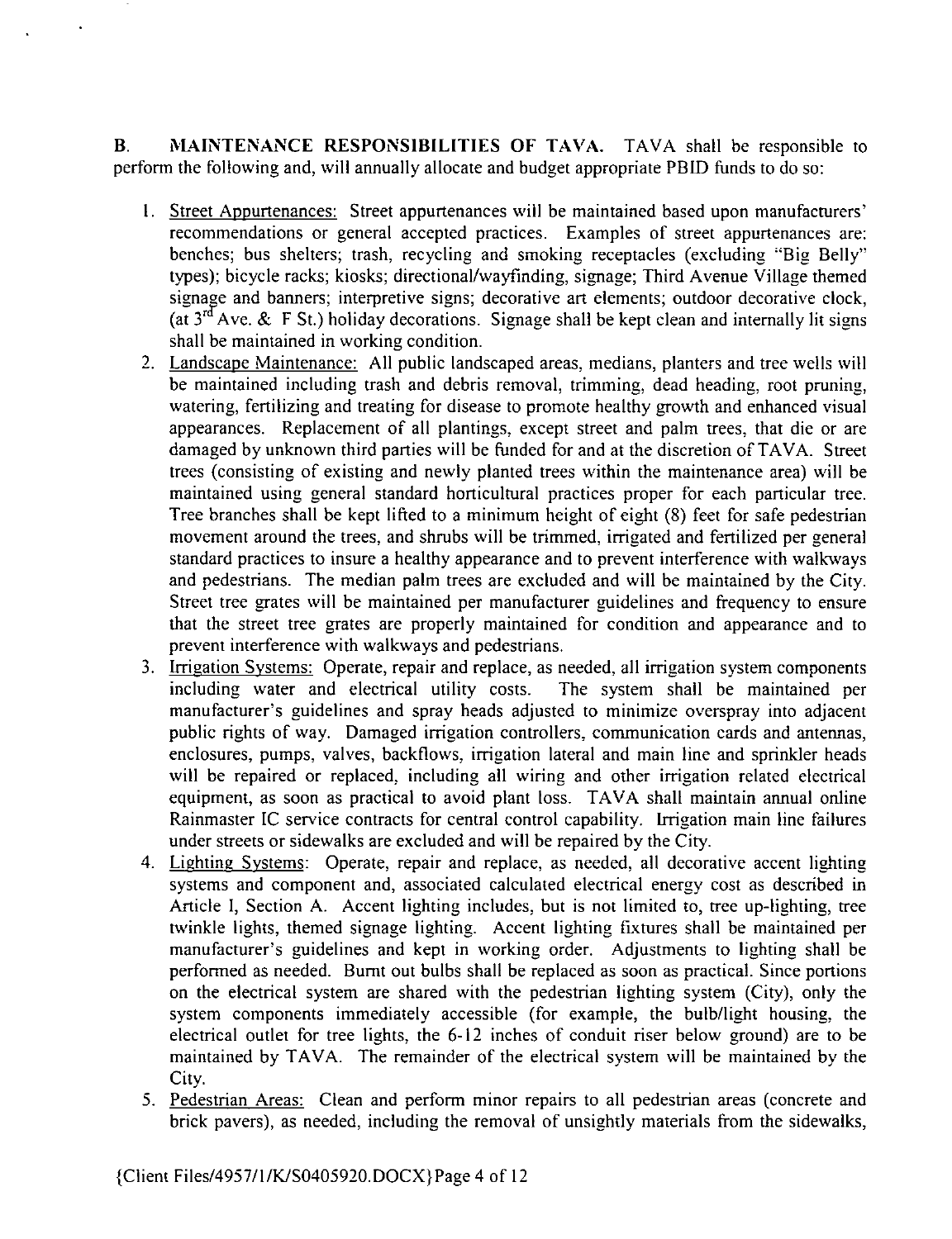**B. MAINTENANCE RESPONSIBILITIES OF TAVA.** TAVA shall be responsible to perform the following and, will annually allocate and budget appropriate PBID funds to do so:

1. Street Appurtenances: Street appurtenances will be maintained based upon manufacturers' recommendations or general accepted practices. Examples of street appurtenances are: benches; bus shelters; trash, recycling and smoking receptacles (excluding "Big Belly" types); bicycle racks; kiosks; directional/wayfinding, signage; Third Avenue Village themed signage and banners; interpretive signs; decorative art elements; outdoor decorative clock, (at 3rd Ave. & F St.) holiday decorations. Signage shall be kept clean and internally lit signs shall be maintained in working condition.
2. Landscape Maintenance: All public landscaped areas, medians, planters and tree wells will be maintained including trash and debris removal, trimming, dead heading, root pruning, watering, fertilizing and treating for disease to promote healthy growth and enhanced visual appearances. Replacement of all plantings, except street and palm trees, that die or are damaged by unknown third parties will be funded for and at the discretion of TAVA. Street trees (consisting of existing and newly planted trees within the maintenance area) will be maintained using general standard horticultural practices proper for each particular tree. Tree branches shall be kept lifted to a minimum height of eight (8) feet for safe pedestrian movement around the trees, and shrubs will be trimmed, irrigated and fertilized per general standard practices to insure a healthy appearance and to prevent interference with walkways and pedestrians. The median palm trees are excluded and will be maintained by the City. Street tree grates will be maintained per manufacturer guidelines and frequency to ensure that the street tree grates are properly maintained for condition and appearance and to prevent interference with walkways and pedestrians.
3. Irrigation Systems: Operate, repair and replace, as needed, all irrigation system components including water and electrical utility costs. The system shall be maintained per manufacturer's guidelines and spray heads adjusted to minimize overspray into adjacent public rights of way. Damaged irrigation controllers, communication cards and antennas, enclosures, pumps, valves, backflows, irrigation lateral and main line and sprinkler heads will be repaired or replaced, including all wiring and other irrigation related electrical equipment, as soon as practical to avoid plant loss. TAVA shall maintain annual online Rainmaster IC service contracts for central control capability. Irrigation main line failures under streets or sidewalks are excluded and will be repaired by the City.
4. Lighting Systems: Operate, repair and replace, as needed, all decorative accent lighting systems and component and, associated calculated electrical energy cost as described in Article I, Section A. Accent lighting includes, but is not limited to, tree up-lighting, tree twinkle lights, themed signage lighting. Accent lighting fixtures shall be maintained per manufacturer's guidelines and kept in working order. Adjustments to lighting shall be performed as needed. Burnt out bulbs shall be replaced as soon as practical. Since portions on the electrical system are shared with the pedestrian lighting system (City), only the system components immediately accessible (for example, the bulb/light housing, the electrical outlet for tree lights, the 6-12 inches of conduit riser below ground) are to be maintained by TAVA. The remainder of the electrical system will be maintained by the City.
5. Pedestrian Areas: Clean and perform minor repairs to all pedestrian areas (concrete and brick pavers), as needed, including the removal of unsightly materials from the sidewalks,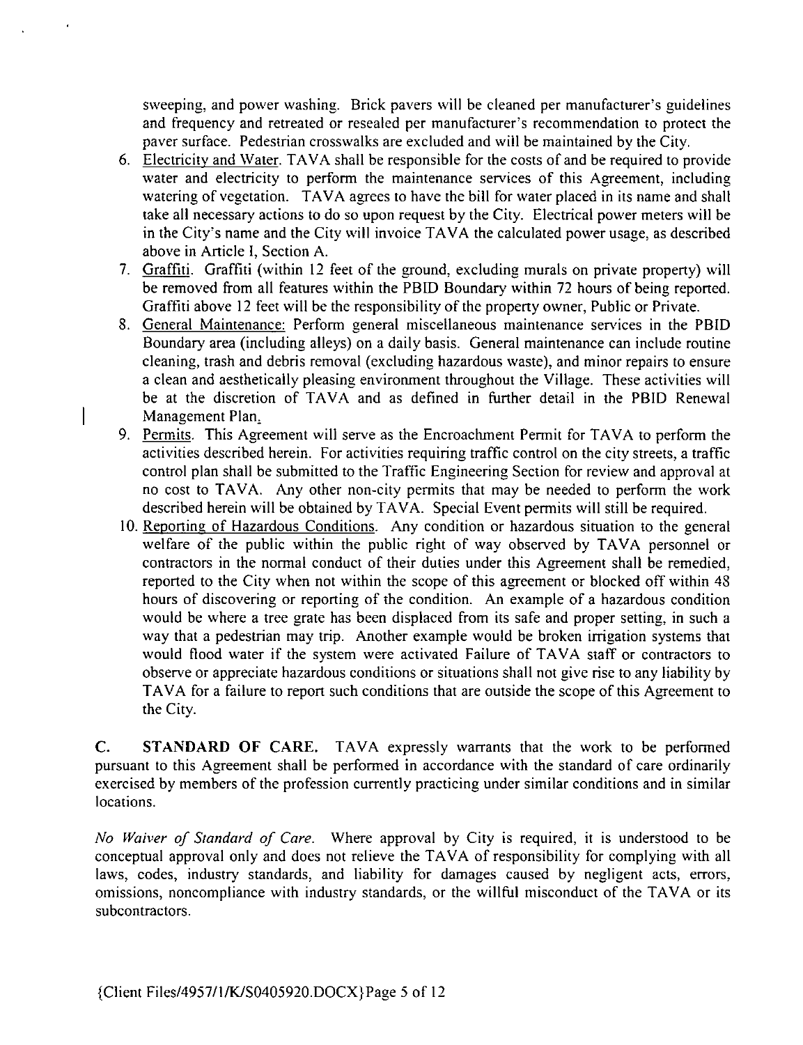sweeping, and power washing. Brick pavers will be cleaned per manufacturer's guidelines and frequency and retreated or resealed per manufacturer's recommendation to protect the paver surface. Pedestrian crosswalks are excluded and will be maintained by the City.

6. Electricity and Water. TAVA shall be responsible for the costs of and be required to provide water and electricity to perform the maintenance services of this Agreement, including watering of vegetation. TAVA agrees to have the bill for water placed in its name and shall take all necessary actions to do so upon request by the City. Electrical power meters will be in the City's name and the City will invoice TAVA the calculated power usage, as described above in Article I, Section A.
7. Graffiti. Graffiti (within 12 feet of the ground, excluding murals on private property) will be removed from all features within the PBID Boundary within 72 hours of being reported. Graffiti above 12 feet will be the responsibility of the property owner, Public or Private.
8. General Maintenance: Perform general miscellaneous maintenance services in the PBID Boundary area (including alleys) on a daily basis. General maintenance can include routine cleaning, trash and debris removal (excluding hazardous waste), and minor repairs to ensure a clean and aesthetically pleasing environment throughout the Village. These activities will be at the discretion of TAVA and as defined in further detail in the PBID Renewal Management Plan.
9. Permits. This Agreement will serve as the Encroachment Permit for TAVA to perform the activities described herein. For activities requiring traffic control on the city streets, a traffic control plan shall be submitted to the Traffic Engineering Section for review and approval at no cost to TAVA. Any other non-city permits that may be needed to perform the work described herein will be obtained by TAVA. Special Event permits will still be required.
10. Reporting of Hazardous Conditions. Any condition or hazardous situation to the general welfare of the public within the public right of way observed by TAVA personnel or contractors in the normal conduct of their duties under this Agreement shall be remedied, reported to the City when not within the scope of this agreement or blocked off within 48 hours of discovering or reporting of the condition. An example of a hazardous condition would be where a tree grate has been displaced from its safe and proper setting, in such a way that a pedestrian may trip. Another example would be broken irrigation systems that would flood water if the system were activated Failure of TAVA staff or contractors to observe or appreciate hazardous conditions or situations shall not give rise to any liability by TAVA for a failure to report such conditions that are outside the scope of this Agreement to the City.

**C. STANDARD OF CARE.** TAVA expressly warrants that the work to be performed pursuant to this Agreement shall be performed in accordance with the standard of care ordinarily exercised by members of the profession currently practicing under similar conditions and in similar locations.

*No Waiver of Standard of Care.* Where approval by City is required, it is understood to be conceptual approval only and does not relieve the TAVA of responsibility for complying with all laws, codes, industry standards, and liability for damages caused by negligent acts, errors, omissions, noncompliance with industry standards, or the willful misconduct of the TAVA or its subcontractors.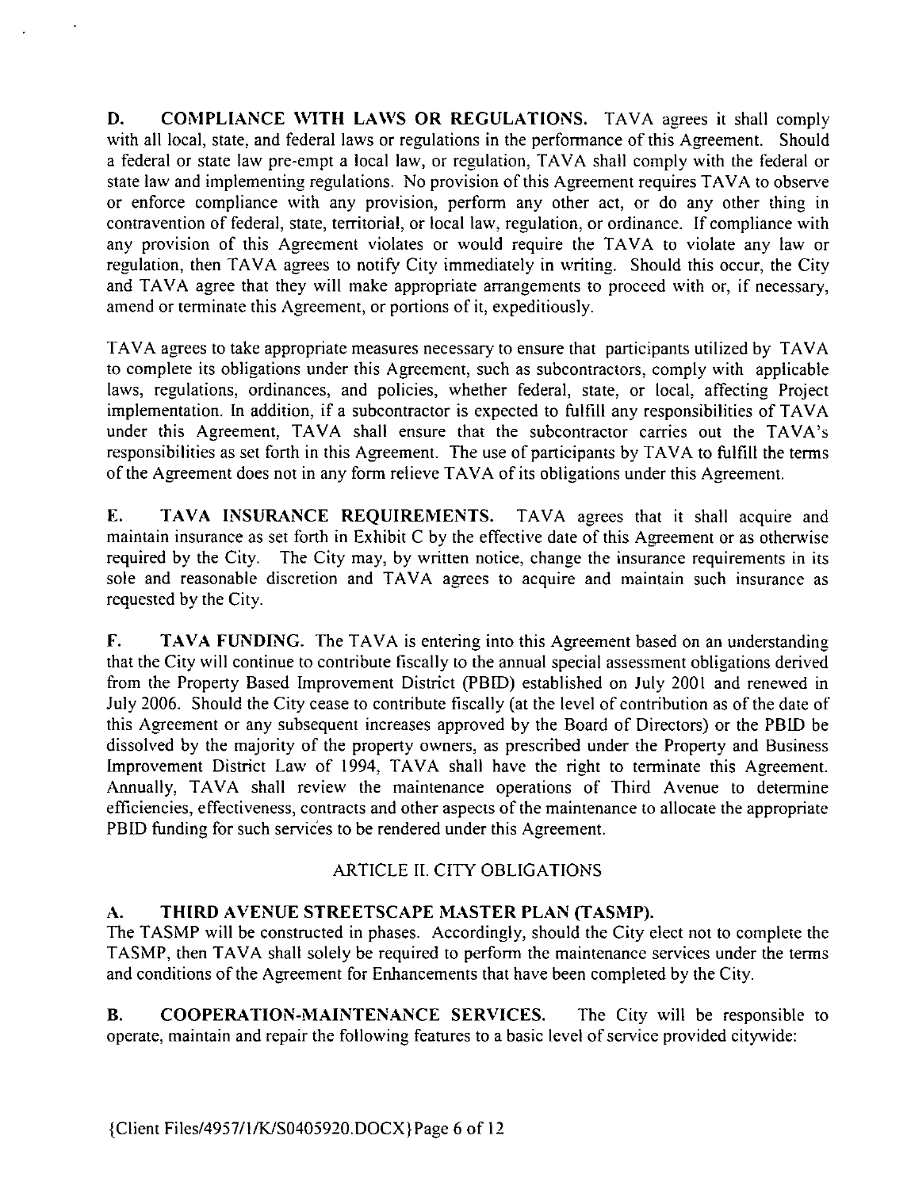**D. COMPLIANCE WITH LAWS OR REGULATIONS.** TAVA agrees it shall comply with all local, state, and federal laws or regulations in the performance of this Agreement. Should a federal or state law pre-empt a local law, or regulation, TAVA shall comply with the federal or state law and implementing regulations. No provision of this Agreement requires TAVA to observe or enforce compliance with any provision, perform any other act, or do any other thing in contravention of federal, state, territorial, or local law, regulation, or ordinance. If compliance with any provision of this Agreement violates or would require the TAVA to violate any law or regulation, then TAVA agrees to notify City immediately in writing. Should this occur, the City and TAVA agree that they will make appropriate arrangements to proceed with or, if necessary, amend or terminate this Agreement, or portions of it, expeditiously.

TAVA agrees to take appropriate measures necessary to ensure that participants utilized by TAVA to complete its obligations under this Agreement, such as subcontractors, comply with applicable laws, regulations, ordinances, and policies, whether federal, state, or local, affecting Project implementation. In addition, if a subcontractor is expected to fulfill any responsibilities of TAVA under this Agreement, TAVA shall ensure that the subcontractor carries out the TAVA's responsibilities as set forth in this Agreement. The use of participants by TAVA to fulfill the terms of the Agreement does not in any form relieve TAVA of its obligations under this Agreement.

**E. TAVA INSURANCE REQUIREMENTS.** TAVA agrees that it shall acquire and maintain insurance as set forth in Exhibit C by the effective date of this Agreement or as otherwise required by the City. The City may, by written notice, change the insurance requirements in its sole and reasonable discretion and TAVA agrees to acquire and maintain such insurance as requested by the City.

**F. TAVA FUNDING.** The TAVA is entering into this Agreement based on an understanding that the City will continue to contribute fiscally to the annual special assessment obligations derived from the Property Based Improvement District (PBID) established on July 2001 and renewed in July 2006. Should the City cease to contribute fiscally (at the level of contribution as of the date of this Agreement or any subsequent increases approved by the Board of Directors) or the PBID be dissolved by the majority of the property owners, as prescribed under the Property and Business Improvement District Law of 1994, TAVA shall have the right to terminate this Agreement. Annually, TAVA shall review the maintenance operations of Third Avenue to determine efficiencies, effectiveness, contracts and other aspects of the maintenance to allocate the appropriate PBID funding for such services to be rendered under this Agreement.

## ARTICLE II. CITY OBLIGATIONS

**A. THIRD AVENUE STREETSCAPE MASTER PLAN (TASMP).**
The TASMP will be constructed in phases. Accordingly, should the City elect not to complete the TASMP, then TAVA shall solely be required to perform the maintenance services under the terms and conditions of the Agreement for Enhancements that have been completed by the City.

**B. COOPERATION-MAINTENANCE SERVICES.** The City will be responsible to operate, maintain and repair the following features to a basic level of service provided citywide:

{Client Files/4957/1/K/S0405920.DOCX}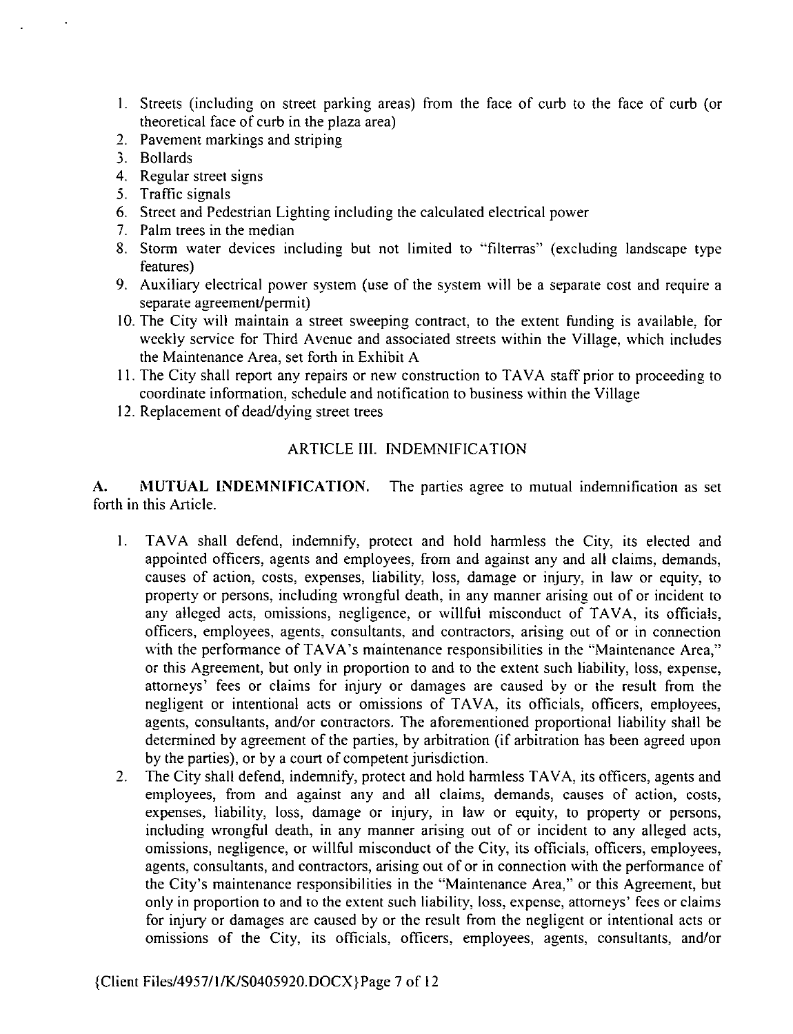1. Streets (including on street parking areas) from the face of curb to the face of curb (or theoretical face of curb in the plaza area)
2. Pavement markings and striping
3. Bollards
4. Regular street signs
5. Traffic signals
6. Street and Pedestrian Lighting including the calculated electrical power
7. Palm trees in the median
8. Storm water devices including but not limited to "filterras" (excluding landscape type features)
9. Auxiliary electrical power system (use of the system will be a separate cost and require a separate agreement/permit)
10. The City will maintain a street sweeping contract, to the extent funding is available, for weekly service for Third Avenue and associated streets within the Village, which includes the Maintenance Area, set forth in Exhibit A
11. The City shall report any repairs or new construction to TAVA staff prior to proceeding to coordinate information, schedule and notification to business within the Village
12. Replacement of dead/dying street trees

## ARTICLE III. INDEMNIFICATION

**A. MUTUAL INDEMNIFICATION.** The parties agree to mutual indemnification as set forth in this Article.

1. TAVA shall defend, indemnify, protect and hold harmless the City, its elected and appointed officers, agents and employees, from and against any and all claims, demands, causes of action, costs, expenses, liability, loss, damage or injury, in law or equity, to property or persons, including wrongful death, in any manner arising out of or incident to any alleged acts, omissions, negligence, or willful misconduct of TAVA, its officials, officers, employees, agents, consultants, and contractors, arising out of or in connection with the performance of TAVA's maintenance responsibilities in the "Maintenance Area," or this Agreement, but only in proportion to and to the extent such liability, loss, expense, attorneys' fees or claims for injury or damages are caused by or the result from the negligent or intentional acts or omissions of TAVA, its officials, officers, employees, agents, consultants, and/or contractors. The aforementioned proportional liability shall be determined by agreement of the parties, by arbitration (if arbitration has been agreed upon by the parties), or by a court of competent jurisdiction.
2. The City shall defend, indemnify, protect and hold harmless TAVA, its officers, agents and employees, from and against any and all claims, demands, causes of action, costs, expenses, liability, loss, damage or injury, in law or equity, to property or persons, including wrongful death, in any manner arising out of or incident to any alleged acts, omissions, negligence, or willful misconduct of the City, its officials, officers, employees, agents, consultants, and contractors, arising out of or in connection with the performance of the City's maintenance responsibilities in the "Maintenance Area," or this Agreement, but only in proportion to and to the extent such liability, loss, expense, attorneys' fees or claims for injury or damages are caused by or the result from the negligent or intentional acts or omissions of the City, its officials, officers, employees, agents, consultants, and/or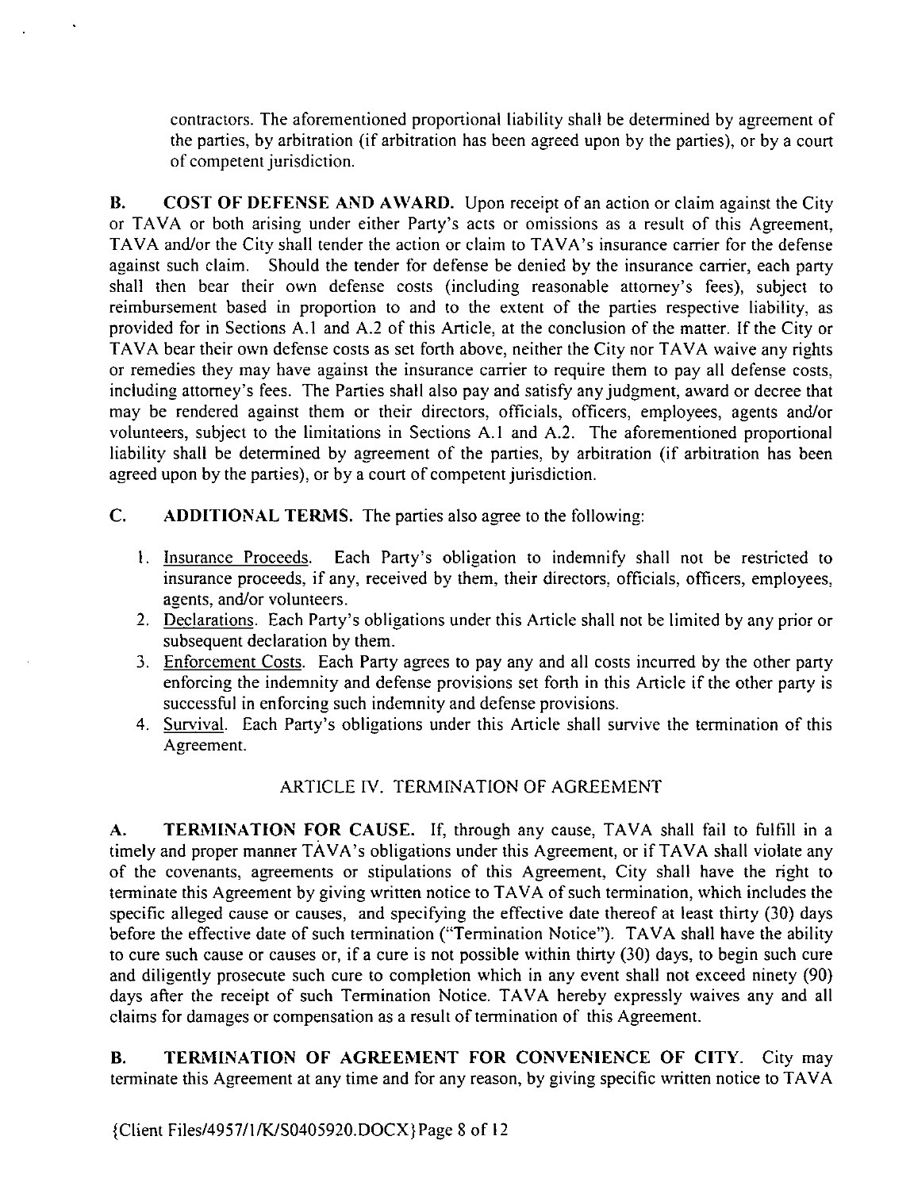contractors. The aforementioned proportional liability shall be determined by agreement of the parties, by arbitration (if arbitration has been agreed upon by the parties), or by a court of competent jurisdiction.

**B. COST OF DEFENSE AND AWARD.** Upon receipt of an action or claim against the City or TAVA or both arising under either Party's acts or omissions as a result of this Agreement, TAVA and/or the City shall tender the action or claim to TAVA's insurance carrier for the defense against such claim. Should the tender for defense be denied by the insurance carrier, each party shall then bear their own defense costs (including reasonable attorney's fees), subject to reimbursement based in proportion to and to the extent of the parties respective liability, as provided for in Sections A.1 and A.2 of this Article, at the conclusion of the matter. If the City or TAVA bear their own defense costs as set forth above, neither the City nor TAVA waive any rights or remedies they may have against the insurance carrier to require them to pay all defense costs, including attorney's fees. The Parties shall also pay and satisfy any judgment, award or decree that may be rendered against them or their directors, officials, officers, employees, agents and/or volunteers, subject to the limitations in Sections A.1 and A.2. The aforementioned proportional liability shall be determined by agreement of the parties, by arbitration (if arbitration has been agreed upon by the parties), or by a court of competent jurisdiction.

**C. ADDITIONAL TERMS.** The parties also agree to the following:

1. Insurance Proceeds. Each Party's obligation to indemnify shall not be restricted to insurance proceeds, if any, received by them, their directors, officials, officers, employees, agents, and/or volunteers.
2. Declarations. Each Party's obligations under this Article shall not be limited by any prior or subsequent declaration by them.
3. Enforcement Costs. Each Party agrees to pay any and all costs incurred by the other party enforcing the indemnity and defense provisions set forth in this Article if the other party is successful in enforcing such indemnity and defense provisions.
4. Survival. Each Party's obligations under this Article shall survive the termination of this Agreement.

## ARTICLE IV. TERMINATION OF AGREEMENT

**A. TERMINATION FOR CAUSE.** If, through any cause, TAVA shall fail to fulfill in a timely and proper manner TAVA's obligations under this Agreement, or if TAVA shall violate any of the covenants, agreements or stipulations of this Agreement, City shall have the right to terminate this Agreement by giving written notice to TAVA of such termination, which includes the specific alleged cause or causes, and specifying the effective date thereof at least thirty (30) days before the effective date of such termination ("Termination Notice"). TAVA shall have the ability to cure such cause or causes or, if a cure is not possible within thirty (30) days, to begin such cure and diligently prosecute such cure to completion which in any event shall not exceed ninety (90) days after the receipt of such Termination Notice. TAVA hereby expressly waives any and all claims for damages or compensation as a result of termination of this Agreement.

**B. TERMINATION OF AGREEMENT FOR CONVENIENCE OF CITY.** City may terminate this Agreement at any time and for any reason, by giving specific written notice to TAVA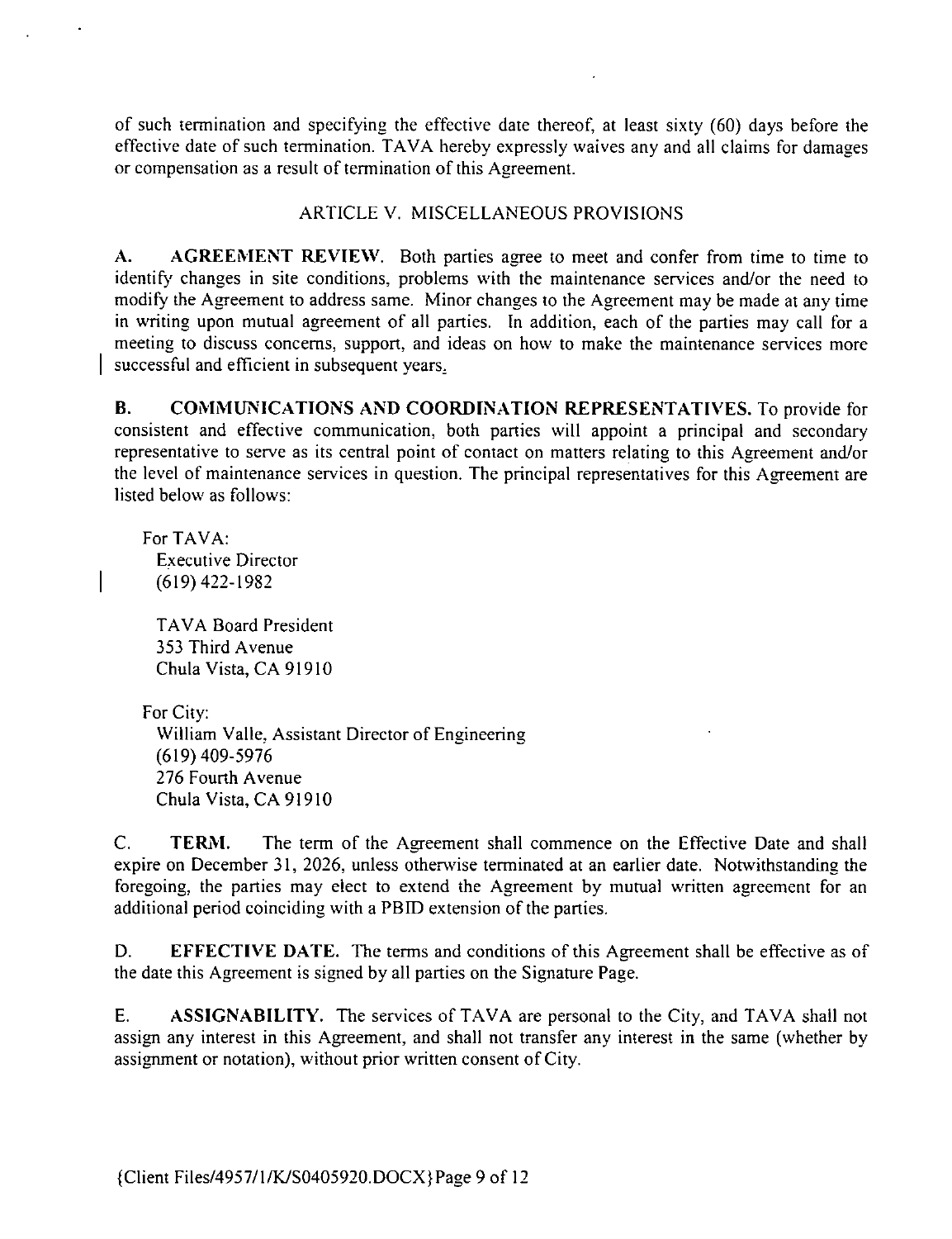of such termination and specifying the effective date thereof, at least sixty (60) days before the effective date of such termination. TAVA hereby expressly waives any and all claims for damages or compensation as a result of termination of this Agreement.

## ARTICLE V. MISCELLANEOUS PROVISIONS

**A. AGREEMENT REVIEW.** Both parties agree to meet and confer from time to time to identify changes in site conditions, problems with the maintenance services and/or the need to modify the Agreement to address same. Minor changes to the Agreement may be made at any time in writing upon mutual agreement of all parties. In addition, each of the parties may call for a meeting to discuss concerns, support, and ideas on how to make the maintenance services more successful and efficient in subsequent years.

**B. COMMUNICATIONS AND COORDINATION REPRESENTATIVES.** To provide for consistent and effective communication, both parties will appoint a principal and secondary representative to serve as its central point of contact on matters relating to this Agreement and/or the level of maintenance services in question. The principal representatives for this Agreement are listed below as follows:

For TAVA:
Executive Director
(619) 422-1982

TAVA Board President
353 Third Avenue
Chula Vista, CA 91910

For City:
William Valle, Assistant Director of Engineering
(619) 409-5976
276 Fourth Avenue
Chula Vista, CA 91910

C. **TERM.** The term of the Agreement shall commence on the Effective Date and shall expire on December 31, 2026, unless otherwise terminated at an earlier date. Notwithstanding the foregoing, the parties may elect to extend the Agreement by mutual written agreement for an additional period coinciding with a PBID extension of the parties.

D. **EFFECTIVE DATE.** The terms and conditions of this Agreement shall be effective as of the date this Agreement is signed by all parties on the Signature Page.

E. **ASSIGNABILITY.** The services of TAVA are personal to the City, and TAVA shall not assign any interest in this Agreement, and shall not transfer any interest in the same (whether by assignment or notation), without prior written consent of City.

{Client Files/4957/1/K/S0405920.DOCX}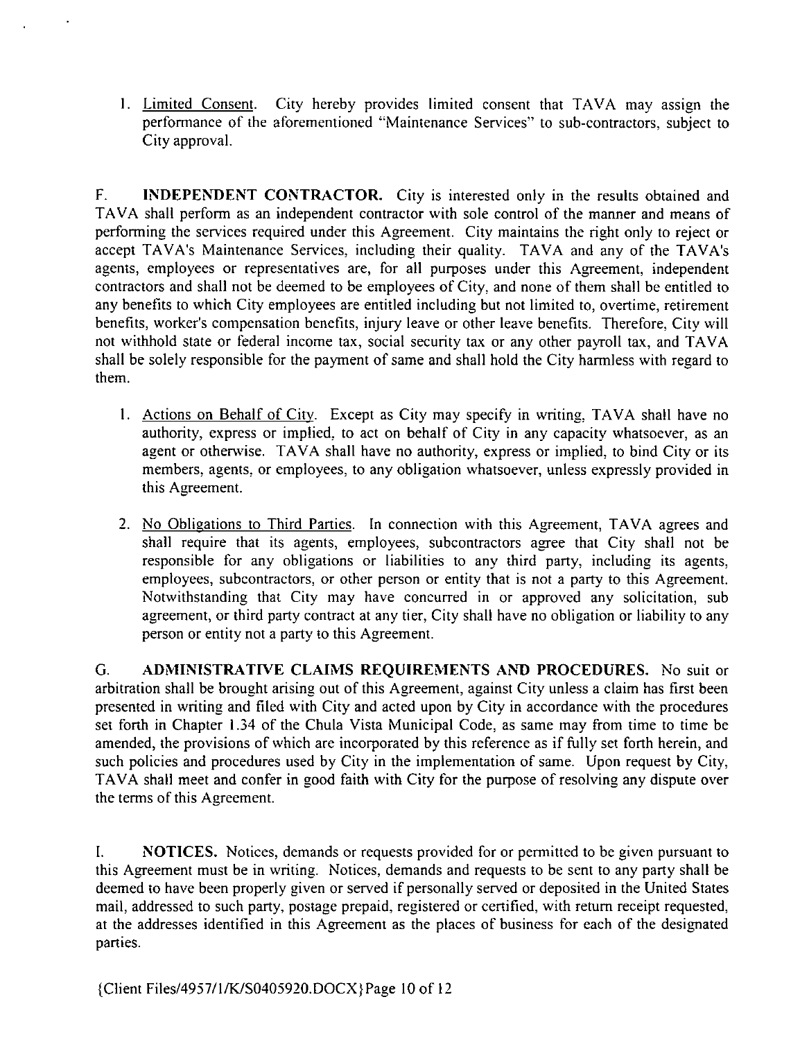1. Limited Consent. City hereby provides limited consent that TAVA may assign the performance of the aforementioned "Maintenance Services" to sub-contractors, subject to City approval.

F. **INDEPENDENT CONTRACTOR.** City is interested only in the results obtained and TAVA shall perform as an independent contractor with sole control of the manner and means of performing the services required under this Agreement. City maintains the right only to reject or accept TAVA's Maintenance Services, including their quality. TAVA and any of the TAVA's agents, employees or representatives are, for all purposes under this Agreement, independent contractors and shall not be deemed to be employees of City, and none of them shall be entitled to any benefits to which City employees are entitled including but not limited to, overtime, retirement benefits, worker's compensation benefits, injury leave or other leave benefits. Therefore, City will not withhold state or federal income tax, social security tax or any other payroll tax, and TAVA shall be solely responsible for the payment of same and shall hold the City harmless with regard to them.

1. Actions on Behalf of City. Except as City may specify in writing, TAVA shall have no authority, express or implied, to act on behalf of City in any capacity whatsoever, as an agent or otherwise. TAVA shall have no authority, express or implied, to bind City or its members, agents, or employees, to any obligation whatsoever, unless expressly provided in this Agreement.

2. No Obligations to Third Parties. In connection with this Agreement, TAVA agrees and shall require that its agents, employees, subcontractors agree that City shall not be responsible for any obligations or liabilities to any third party, including its agents, employees, subcontractors, or other person or entity that is not a party to this Agreement. Notwithstanding that City may have concurred in or approved any solicitation, sub agreement, or third party contract at any tier, City shall have no obligation or liability to any person or entity not a party to this Agreement.

G. **ADMINISTRATIVE CLAIMS REQUIREMENTS AND PROCEDURES.** No suit or arbitration shall be brought arising out of this Agreement, against City unless a claim has first been presented in writing and filed with City and acted upon by City in accordance with the procedures set forth in Chapter 1.34 of the Chula Vista Municipal Code, as same may from time to time be amended, the provisions of which are incorporated by this reference as if fully set forth herein, and such policies and procedures used by City in the implementation of same. Upon request by City, TAVA shall meet and confer in good faith with City for the purpose of resolving any dispute over the terms of this Agreement.

I. **NOTICES.** Notices, demands or requests provided for or permitted to be given pursuant to this Agreement must be in writing. Notices, demands and requests to be sent to any party shall be deemed to have been properly given or served if personally served or deposited in the United States mail, addressed to such party, postage prepaid, registered or certified, with return receipt requested, at the addresses identified in this Agreement as the places of business for each of the designated parties.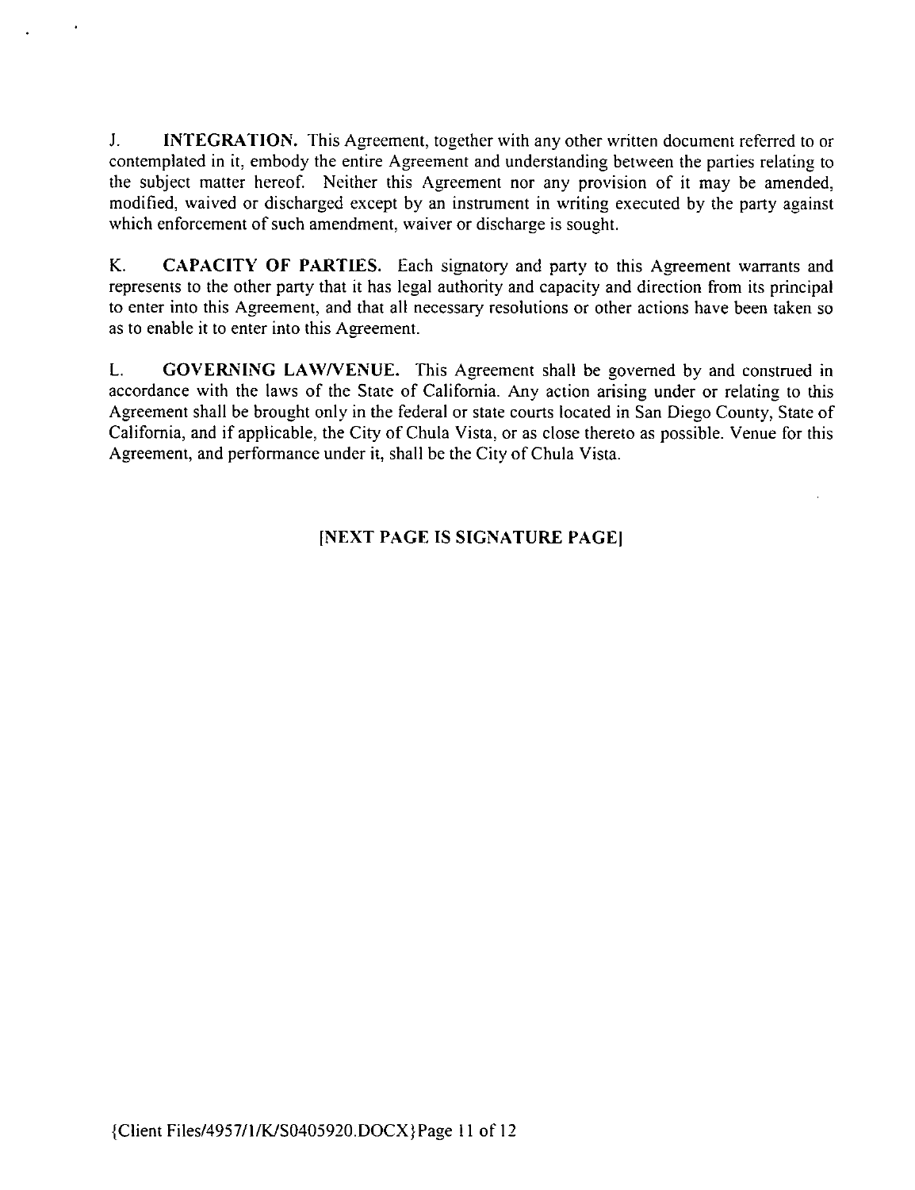J. **INTEGRATION.** This Agreement, together with any other written document referred to or contemplated in it, embody the entire Agreement and understanding between the parties relating to the subject matter hereof. Neither this Agreement nor any provision of it may be amended, modified, waived or discharged except by an instrument in writing executed by the party against which enforcement of such amendment, waiver or discharge is sought.

K. **CAPACITY OF PARTIES.** Each signatory and party to this Agreement warrants and represents to the other party that it has legal authority and capacity and direction from its principal to enter into this Agreement, and that all necessary resolutions or other actions have been taken so as to enable it to enter into this Agreement.

L. **GOVERNING LAW/VENUE.** This Agreement shall be governed by and construed in accordance with the laws of the State of California. Any action arising under or relating to this Agreement shall be brought only in the federal or state courts located in San Diego County, State of California, and if applicable, the City of Chula Vista, or as close thereto as possible. Venue for this Agreement, and performance under it, shall be the City of Chula Vista.

**[NEXT PAGE IS SIGNATURE PAGE]**

{Client Files/4957/1/K/S0405920.DOCX}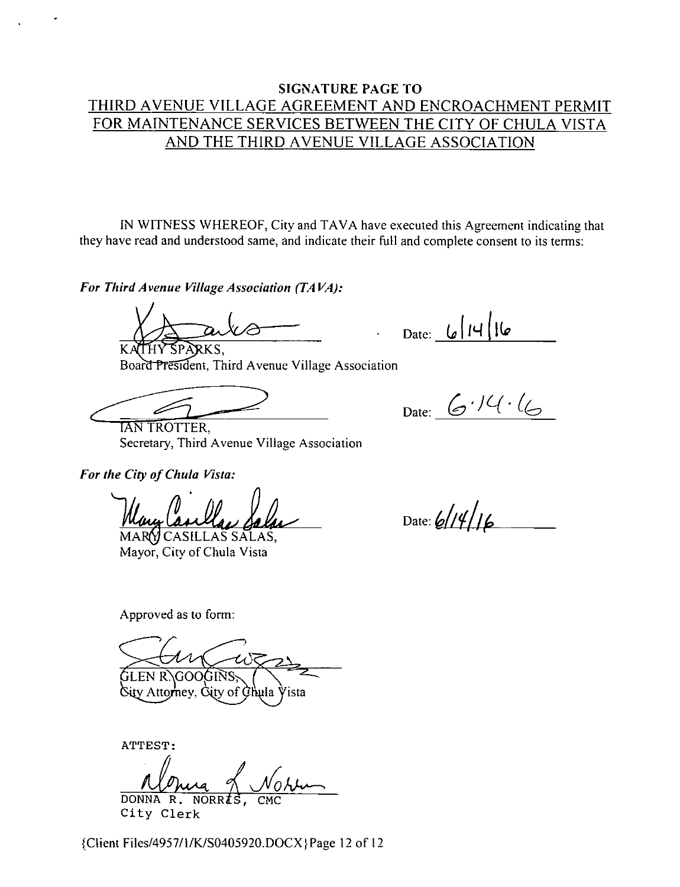## SIGNATURE PAGE TO
## THIRD AVENUE VILLAGE AGREEMENT AND ENCROACHMENT PERMIT FOR MAINTENANCE SERVICES BETWEEN THE CITY OF CHULA VISTA AND THE THIRD AVENUE VILLAGE ASSOCIATION

IN WITNESS WHEREOF, City and TAVA have executed this Agreement indicating that they have read and understood same, and indicate their full and complete consent to its terms:

***For Third Avenue Village Association (TAVA):***

_______________________________ Date: 6/14/16
KATHY SPARKS,
Board President, Third Avenue Village Association

_______________________________ Date: 6.14.16
IAN TROTTER,
Secretary, Third Avenue Village Association

***For the City of Chula Vista:***

_______________________________ Date: 6/14/16
MARY CASILLAS SALAS,
Mayor, City of Chula Vista

Approved as to form:

_______________________________
GLEN R. GOOGINS,
City Attorney, City of Chula Vista

ATTEST:

_______________________________
DONNA R. NORRIS, CMC
City Clerk

{Client Files/4957/1/K/S0405920.DOCX}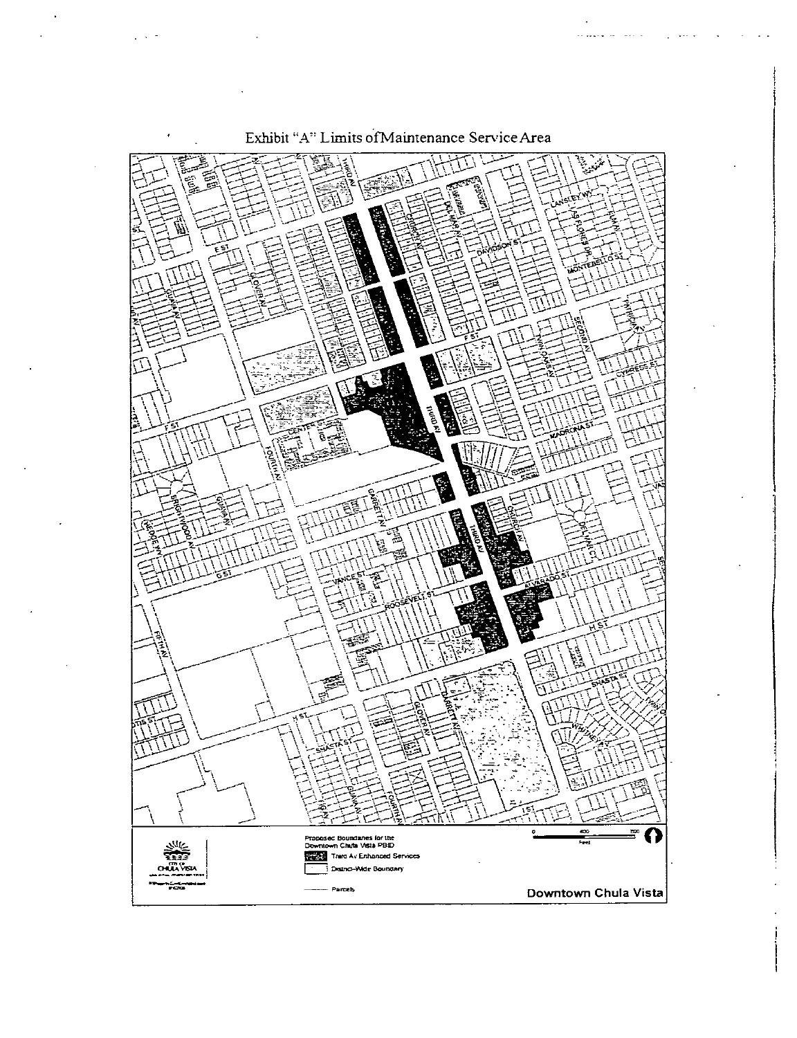Exhibit "A" Limits of Maintenance Service Area

Proposed Boundaries for the Downtown Chula Vista PBID

Third Av Enhanced Services

District-Wide Boundary

Parcels

Downtown Chula Vista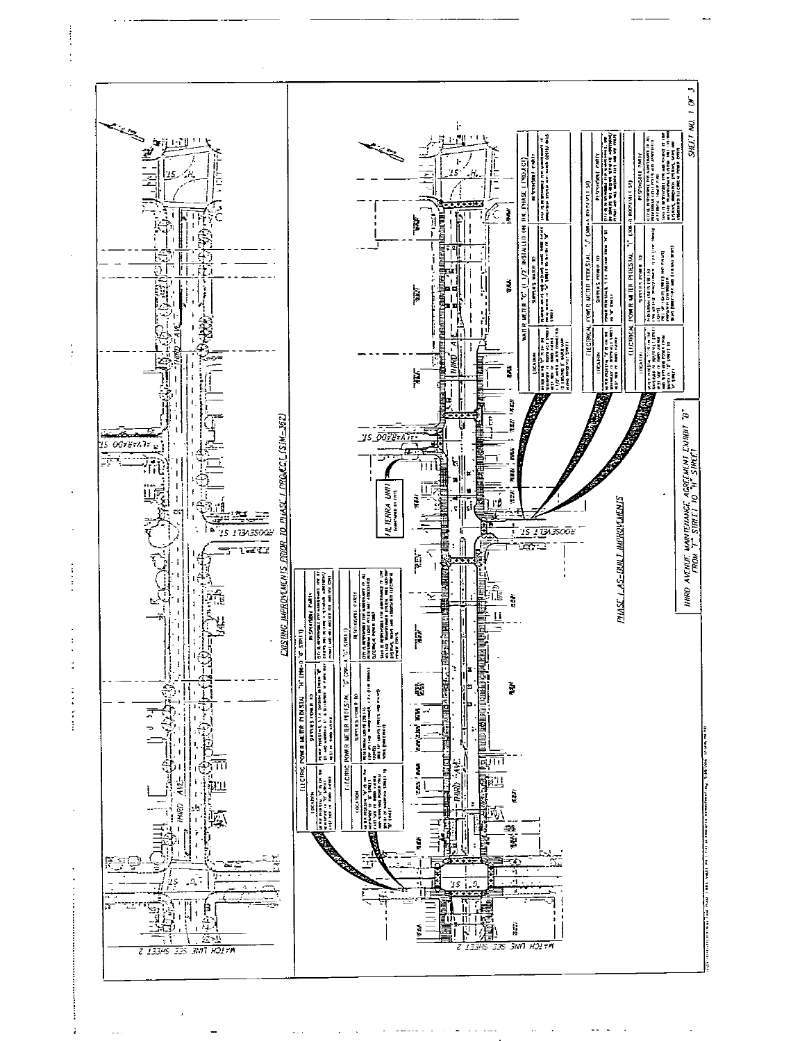## EXISTING IMPROVEMENTS PRIOR TO PHASE I PROJECT (SIM-362)

"F" ST — THIRD AVE — ALVARADO ST — ROOSEVELT ST — "G" ST

MATCH LINE SEE SHEET 2

| ELECTRIC POWER METER PEDESTAL "H" | | |
|---|---|---|
| LOCATION | SERVES POWER TO | RESPONSIBLE PARTY |
| | | |

| ELECTRIC POWER METER PEDESTAL "G" | | |
|---|---|---|
| LOCATION | SERVES POWER TO | RESPONSIBLE PARTY |
| | | |

## PHASE I AS-BUILT IMPROVEMENTS

"F" ST — THIRD AVE — ALVARADO ST — ROOSEVELT ST — "G" ST

FILTERRA UNIT

MATCH LINE SEE SHEET 2

| WATER METER "C" (1-1/2" INSTALLED ON THE PHASE I PROJECT) | | |
|---|---|---|
| LOCATION | SUPPLIES WATER TO | RESPONSIBLE PARTY |
| | | |

| ELECTRICAL POWER METER PEDESTAL "J" (ROOSEVELT ST) | | |
|---|---|---|
| LOCATION | SERVES POWER TO | RESPONSIBLE PARTY |
| | | |

| ELECTRICAL POWER METER PEDESTAL "K" (ROOSEVELT ST) | | |
|---|---|---|
| LOCATION | SERVES POWER TO | RESPONSIBLE PARTY |
| | | |

THIRD AVENUE MAINTENANCE AGREEMENT EXHIBIT "B" FROM "F" STREET TO "H" STREET

SHEET NO. 1 OF 3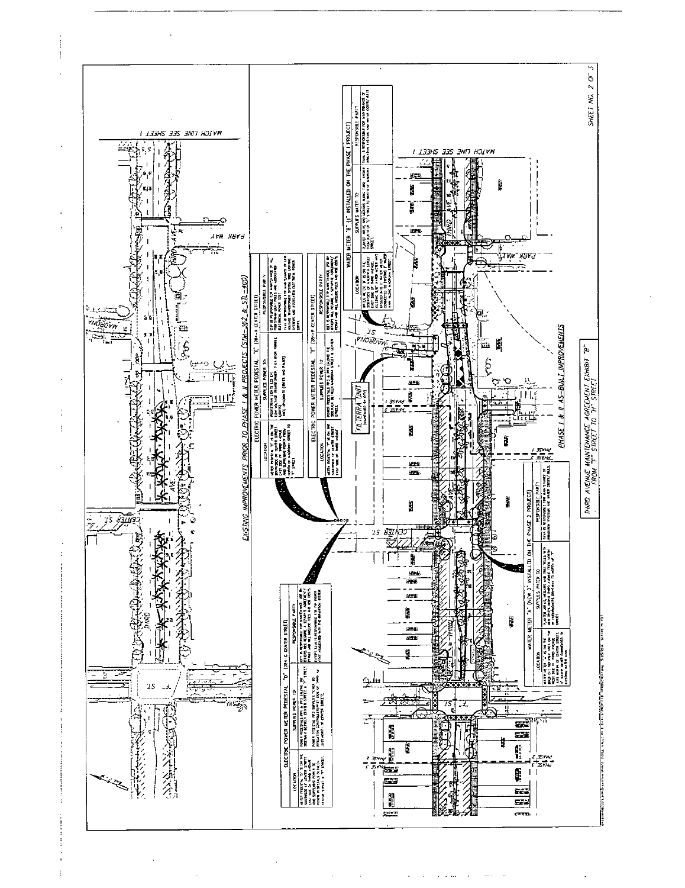## EXISTING IMPROVEMENTS PRIOR TO PHASE I & II PROJECTS (STM-362 & STL-400)

## PHASE I & II AS-BUILT IMPROVEMENTS

**ELECTRIC POWER METER PEDESTAL "D" (284-E CENTER STREET)**

| LOCATION | SUPPLIES POWER TO: | RESPONSIBLE PARTY |
|---|---|---|
| METER PEDESTAL "D" IS ON THE SOUTHSIDE OF CENTER STREET EAST SIDE OF THIRD AVENUE AND SUPPLIES POWER TO POWER PEDESTALS IN MATCH CENTER STREET & "F" STREET. | POWER PEDESTALS PP1 & PP2 ALONG THE MEDIAN BETWEEN CENTER & "F" STREET. POWER PEDESTAL PP3 SUPPLIES POWER TO IRRIGATION CONTROLLER ON E. SIDE OF THIRD AV. JUST NORTH OF CENTER STREET. | CITY IS RESPONSIBLE FOR MAINTENANCE AND ENERGY COSTS ... PERMIT AND MEDIAN TREE AND ... COSTS. |

**ELECTRIC POWER METER PEDESTAL "E" (284-E CENTER STREET)**

| LOCATION | SUPPLIES POWER TO: | RESPONSIBLE PARTY |
|---|---|---|
| METER PEDESTAL "E" IS ON THE SOUTHSIDE OF CENTER STREET EAST SIDE OF THIRD AVENUE AND SUPPLIES POWER FROM CENTER TO MADRONA STREET TO "F" STREET. | PEDESTRIAN LIGHTS (13 EA) LOW VOLTAGE TRANSFORMER, 7 EA (FOR PAVER LIGHTS) TREE UP-LIGHTS (DRIVES AND PALMS) | CITY IS RESPONSIBLE FOR MAINTENANCE OF ALL PEDESTRIAN LIGHT POLES AND ASSOCIATED ELECTRICAL POWER COSTS. TAXA IS RESPONSIBLE FOR MAINTENANCE OF LOW VOLTAGE TRANSFORMERS, POSTAL, TREE LIGHTING SYSTEMS AND ASSOCIATED ELECTRICAL POWER COSTS. |

**ELECTRIC POWER METER PEDESTAL "F" (281-R CENTER STREET)**

| LOCATION | SUPPLIES POWER TO: | RESPONSIBLE PARTY |
|---|---|---|
| METER PEDESTAL "F" IS ON THE SOUTHSIDE OF CENTER STREET EAST SIDE OF THIRD AVENUE. | POWER PEDESTALS PP3 & PP4 ALONG THE MEDIAN BETWEEN MADRONA STREET & CENTER STREET. | CITY IS RESPONSIBLE FOR MAINTENANCE ... PERMIT AND MEDIAN TREES AND ... COSTS. |

**WATER METER "A" (NEW 2") INSTALLED ON THE PHASE 2 PROJECT**

| LOCATION | SUPPLIES WATER TO: | RESPONSIBLE PARTY |
|---|---|---|
| WATER METER "A" IS ON THE ... SIDE OF THIRD AVENUE ... JUST NORTH OF CENTER STREET ... CONNECTED TO EXISTING WATER MAIN. | PLANTER AREAS, MEDIANS AND TREE WELLS WITH ... THIRD AVENUE FROM NORTH OF ... STREET. | TAXA IS RESPONSIBLE FOR MAINTENANCE OF IRRIGATION SYSTEMS AND WATER COSTS/ BILLS. |

**WATER METER "B" (1") INSTALLED ON THE PHASE I PROJECT**

| LOCATION | SUPPLIES WATER TO: | RESPONSIBLE PARTY |
|---|---|---|
| WATER METER "B" IS ON THE SOUTHSIDE OF MADRONA STREET EAST SIDE OF THIRD AVENUE ... CONNECTED TO EXISTING 8" WATER MAIN ALONG MADRONA STREET. | PLANTER AREAS AND MEDIANS ALONG THIRD AVENUE FROM NORTH OF "F" STREET TO NORTH OF MADRONA STREET. | TAXA IS RESPONSIBLE FOR MAINTENANCE OF IRRIGATION SYSTEMS AND WATER COSTS/ BILLS. |

FILTERRA UNIT (MAINTAINED BY CITY)

MATCH LINE SEE SHEET 1

PARK WAY · MADRONA ST · CENTER ST · "F" ST · THIRD AVE · PHASE 1 · PHASE 2

**THIRD AVENUE MAINTENANCE AGREEMENT EXHIBIT "B" FROM "F" STREET TO "H" STREET**

SHEET NO. 2 OF 3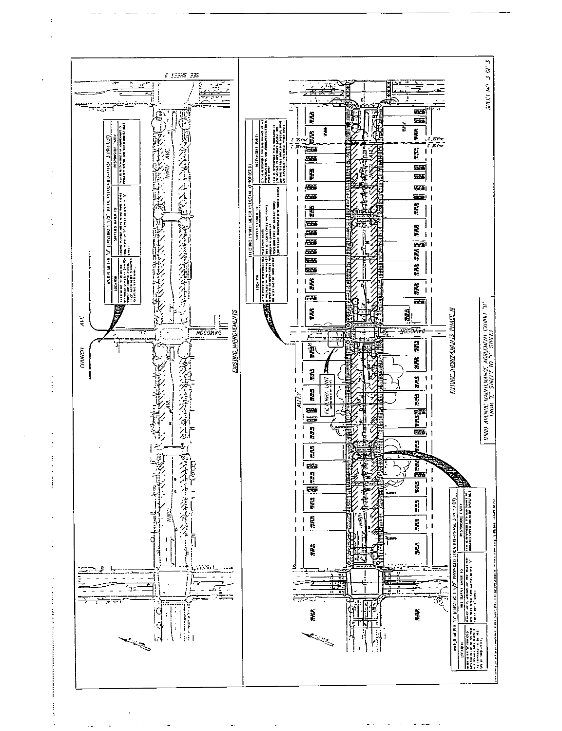SEE SHEET 2

CHURCH AVE.

DAVIDSON ST.

THIRD AVE.

| WATER METER "D" (EXISTING 1-1/2" TO BE RELOCATED-PHASE 3 PROJECT) | | |
|---|---|---|
| LOCATION | SUPPLIES WATER TO | RESPONSIBLE PARTY |
| | | |

EXISTING IMPROVEMENTS

| ELECTRIC POWER METER PEDESTAL (PROPOSED) | | |
|---|---|---|
| LOCATION | SUPPLIES POWER TO | RESPONSIBLE PARTY |
| | | |

ALLEY

FILTERRA UNIT

DAVIDSON

THIRD

| WATER METER "D" (EXISTING 1-1/2" PROPOSED LOCATION-PHASE 3 PROJECT) | | |
|---|---|---|
| LOCATION | WILL SUPPLY WATER TO | RESPONSIBLE PARTY |
| | | |

FUTURE IMPROVEMENTS PHASE III

THIRD AVENUE MAINTENANCE AGREEMENT EXHIBIT "H" FROM "E" STREET TO "I" STREET

SHEET NO. 3 OF 3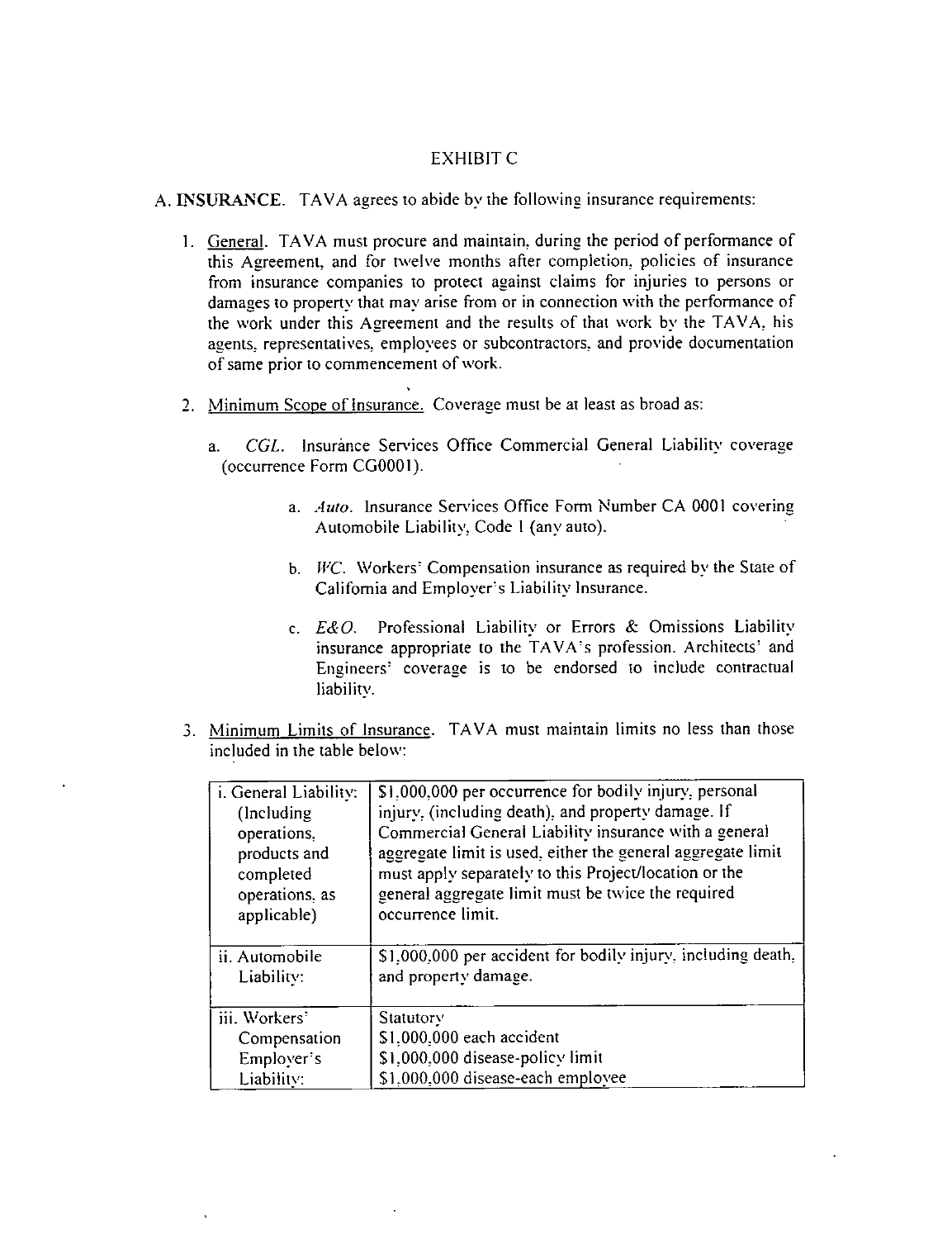EXHIBIT C

A. **INSURANCE**. TAVA agrees to abide by the following insurance requirements:

1. General. TAVA must procure and maintain, during the period of performance of this Agreement, and for twelve months after completion, policies of insurance from insurance companies to protect against claims for injuries to persons or damages to property that may arise from or in connection with the performance of the work under this Agreement and the results of that work by the TAVA, his agents, representatives, employees or subcontractors, and provide documentation of same prior to commencement of work.

2. Minimum Scope of Insurance. Coverage must be at least as broad as:

   a. *CGL*. Insurance Services Office Commercial General Liability coverage (occurrence Form CG0001).

      a. *Auto*. Insurance Services Office Form Number CA 0001 covering Automobile Liability, Code 1 (any auto).

      b. *WC*. Workers' Compensation insurance as required by the State of California and Employer's Liability Insurance.

      c. *E&O*. Professional Liability or Errors & Omissions Liability insurance appropriate to the TAVA's profession. Architects' and Engineers' coverage is to be endorsed to include contractual liability.

3. Minimum Limits of Insurance. TAVA must maintain limits no less than those included in the table below:

| | |
|---|---|
| i. General Liability: (Including operations, products and completed operations, as applicable) | $1,000,000 per occurrence for bodily injury, personal injury, (including death), and property damage. If Commercial General Liability insurance with a general aggregate limit is used, either the general aggregate limit must apply separately to this Project/location or the general aggregate limit must be twice the required occurrence limit. |
| ii. Automobile Liability: | $1,000,000 per accident for bodily injury, including death, and property damage. |
| iii. Workers' Compensation Employer's Liability: | Statutory<br>$1,000,000 each accident<br>$1,000,000 disease-policy limit<br>$1,000,000 disease-each employee |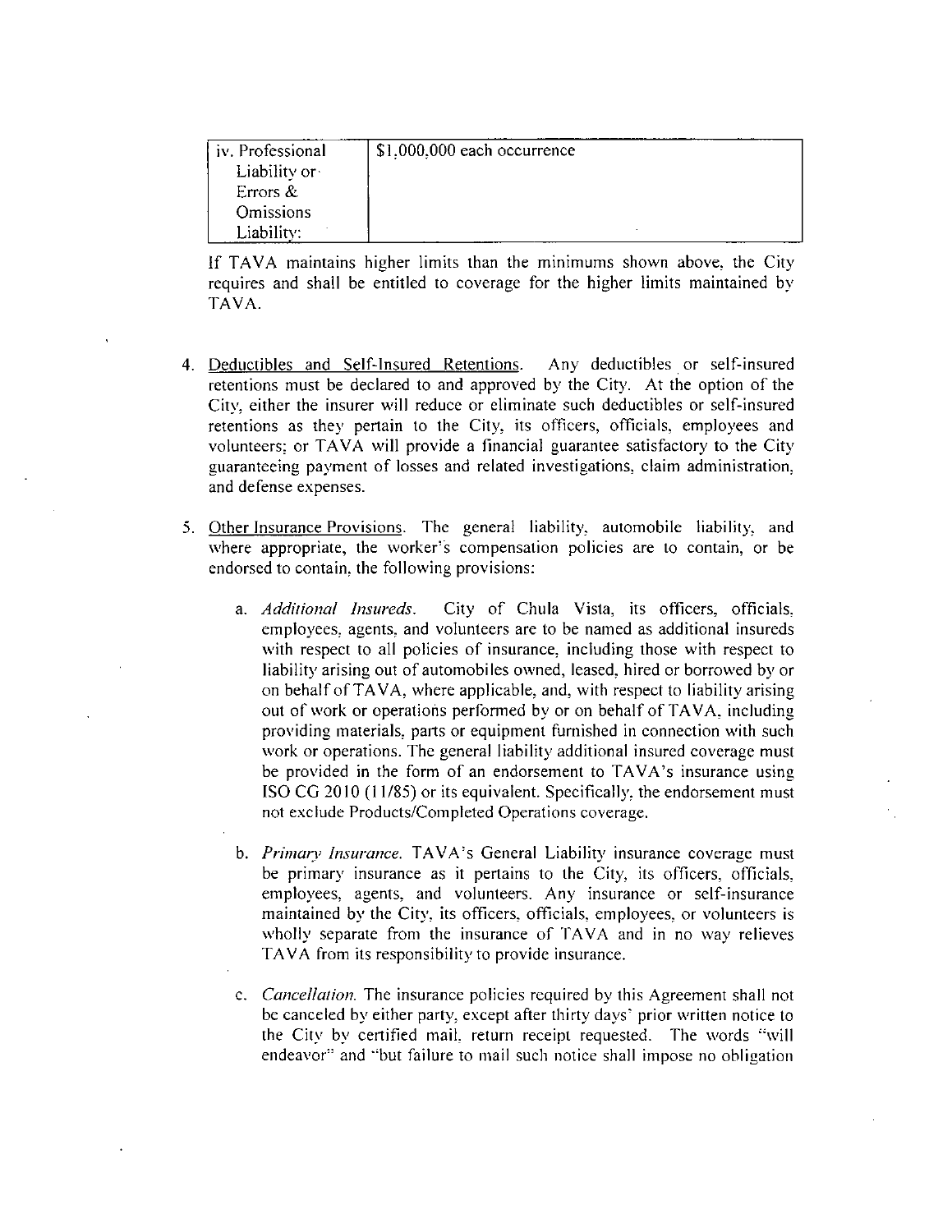| iv. Professional Liability or Errors & Omissions Liability: | $1,000,000 each occurrence |
|---|---|

If TAVA maintains higher limits than the minimums shown above, the City requires and shall be entitled to coverage for the higher limits maintained by TAVA.

4. <u>Deductibles and Self-Insured Retentions</u>. Any deductibles or self-insured retentions must be declared to and approved by the City. At the option of the City, either the insurer will reduce or eliminate such deductibles or self-insured retentions as they pertain to the City, its officers, officials, employees and volunteers; or TAVA will provide a financial guarantee satisfactory to the City guaranteeing payment of losses and related investigations, claim administration, and defense expenses.

5. <u>Other Insurance Provisions</u>. The general liability, automobile liability, and where appropriate, the worker's compensation policies are to contain, or be endorsed to contain, the following provisions:

   a. *Additional Insureds.* City of Chula Vista, its officers, officials, employees, agents, and volunteers are to be named as additional insureds with respect to all policies of insurance, including those with respect to liability arising out of automobiles owned, leased, hired or borrowed by or on behalf of TAVA, where applicable, and, with respect to liability arising out of work or operations performed by or on behalf of TAVA, including providing materials, parts or equipment furnished in connection with such work or operations. The general liability additional insured coverage must be provided in the form of an endorsement to TAVA's insurance using ISO CG 2010 (11/85) or its equivalent. Specifically, the endorsement must not exclude Products/Completed Operations coverage.

   b. *Primary Insurance.* TAVA's General Liability insurance coverage must be primary insurance as it pertains to the City, its officers, officials, employees, agents, and volunteers. Any insurance or self-insurance maintained by the City, its officers, officials, employees, or volunteers is wholly separate from the insurance of TAVA and in no way relieves TAVA from its responsibility to provide insurance.

   c. *Cancellation.* The insurance policies required by this Agreement shall not be canceled by either party, except after thirty days' prior written notice to the City by certified mail, return receipt requested. The words "will endeavor" and "but failure to mail such notice shall impose no obligation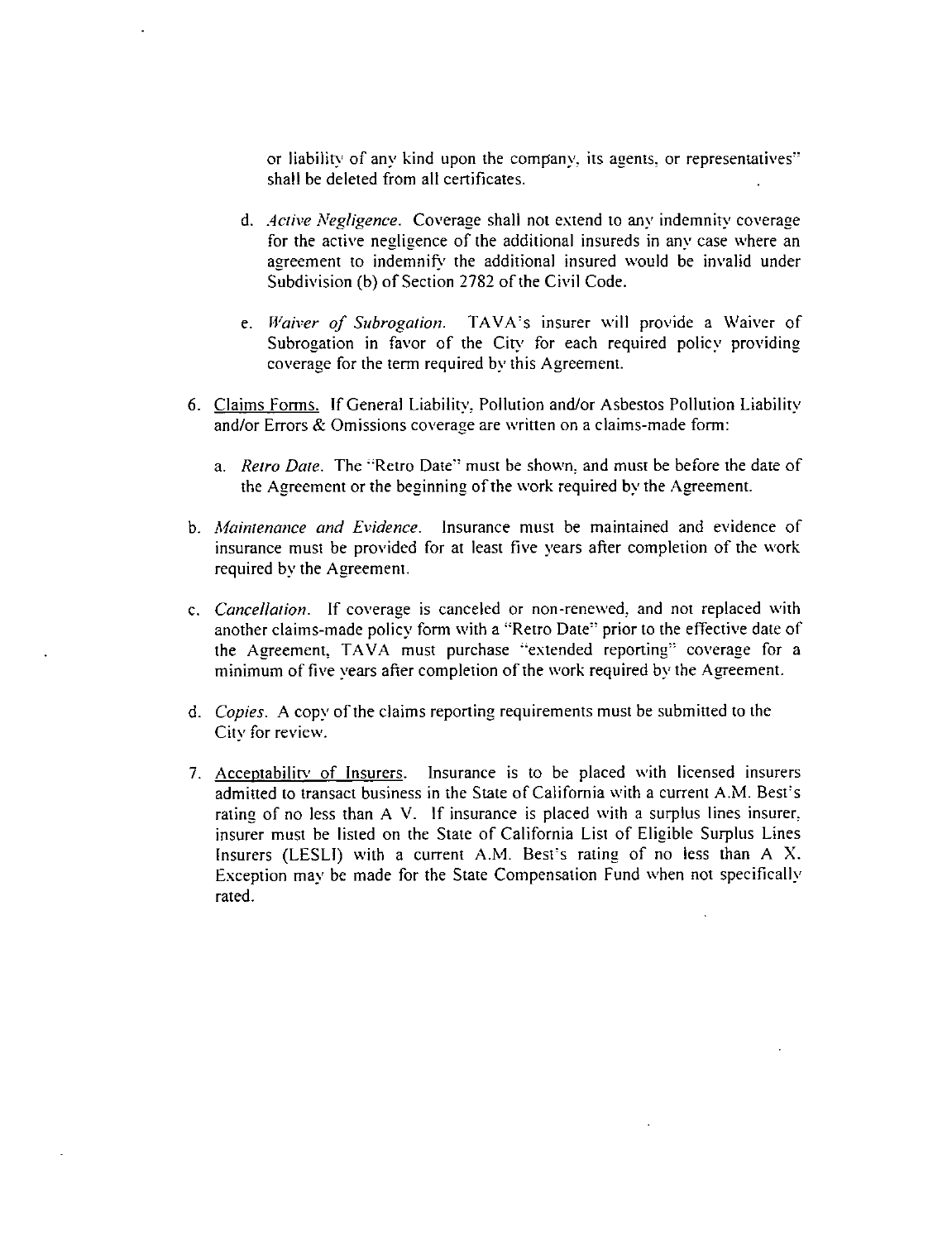or liability of any kind upon the company, its agents, or representatives" shall be deleted from all certificates.

d. *Active Negligence.* Coverage shall not extend to any indemnity coverage for the active negligence of the additional insureds in any case where an agreement to indemnify the additional insured would be invalid under Subdivision (b) of Section 2782 of the Civil Code.

e. *Waiver of Subrogation.* TAVA's insurer will provide a Waiver of Subrogation in favor of the City for each required policy providing coverage for the term required by this Agreement.

6. Claims Forms. If General Liability, Pollution and/or Asbestos Pollution Liability and/or Errors & Omissions coverage are written on a claims-made form:

   a. *Retro Date.* The "Retro Date" must be shown, and must be before the date of the Agreement or the beginning of the work required by the Agreement.

b. *Maintenance and Evidence.* Insurance must be maintained and evidence of insurance must be provided for at least five years after completion of the work required by the Agreement.

c. *Cancellation.* If coverage is canceled or non-renewed, and not replaced with another claims-made policy form with a "Retro Date" prior to the effective date of the Agreement, TAVA must purchase "extended reporting" coverage for a minimum of five years after completion of the work required by the Agreement.

d. *Copies.* A copy of the claims reporting requirements must be submitted to the City for review.

7. Acceptability of Insurers. Insurance is to be placed with licensed insurers admitted to transact business in the State of California with a current A.M. Best's rating of no less than A V. If insurance is placed with a surplus lines insurer, insurer must be listed on the State of California List of Eligible Surplus Lines Insurers (LESLI) with a current A.M. Best's rating of no less than A X. Exception may be made for the State Compensation Fund when not specifically rated.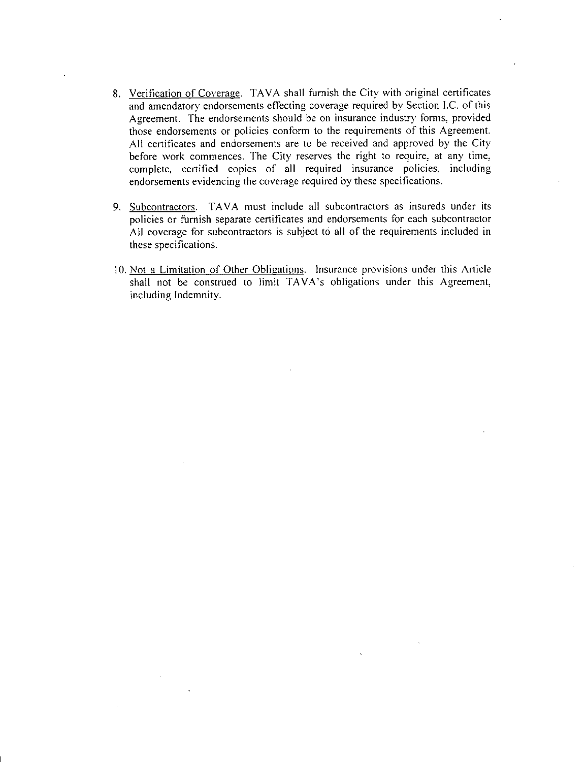8. Verification of Coverage. TAVA shall furnish the City with original certificates and amendatory endorsements effecting coverage required by Section I.C. of this Agreement. The endorsements should be on insurance industry forms, provided those endorsements or policies conform to the requirements of this Agreement. All certificates and endorsements are to be received and approved by the City before work commences. The City reserves the right to require, at any time, complete, certified copies of all required insurance policies, including endorsements evidencing the coverage required by these specifications.

9. Subcontractors. TAVA must include all subcontractors as insureds under its policies or furnish separate certificates and endorsements for each subcontractor All coverage for subcontractors is subject to all of the requirements included in these specifications.

10. Not a Limitation of Other Obligations. Insurance provisions under this Article shall not be construed to limit TAVA's obligations under this Agreement, including Indemnity.